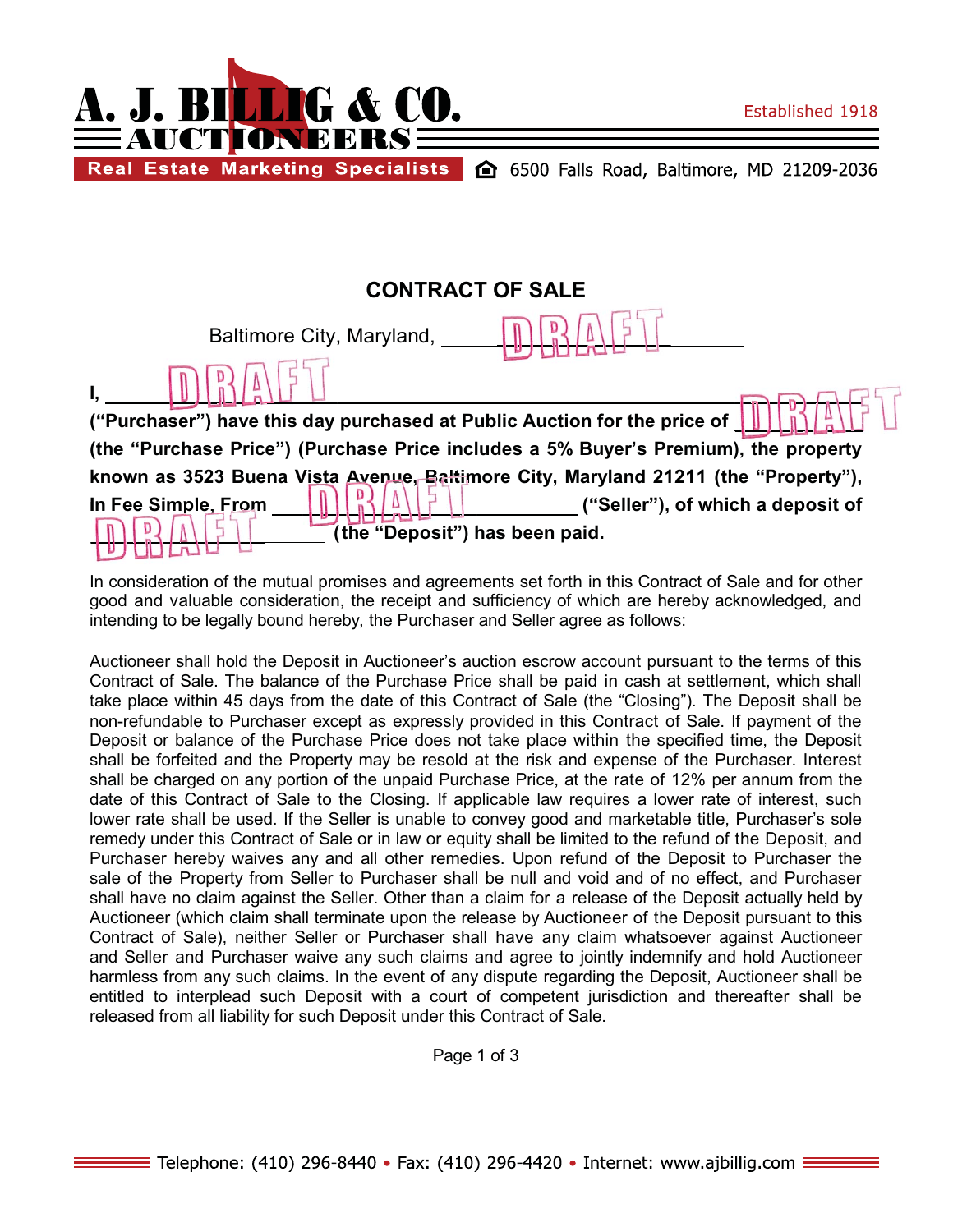**A. J. BILLIG & CO.**
**AUCTIONEERS**

Established 1918

**Real Estate Marketing Specialists** 6500 Falls Road, Baltimore, MD 21209-2036

# CONTRACT OF SALE

Baltimore City, Maryland, ______DRAFT______

**I, ______DRAFT______ ("Purchaser") have this day purchased at Public Auction for the price of ______DRAFT______ (the "Purchase Price") (Purchase Price includes a 5% Buyer's Premium), the property known as 3523 Buena Vista Avenue, Baltimore City, Maryland 21211 (the "Property"), In Fee Simple, From ______DRAFT______ ("Seller"), of which a deposit of ______DRAFT______ (the "Deposit") has been paid.**

In consideration of the mutual promises and agreements set forth in this Contract of Sale and for other good and valuable consideration, the receipt and sufficiency of which are hereby acknowledged, and intending to be legally bound hereby, the Purchaser and Seller agree as follows:

Auctioneer shall hold the Deposit in Auctioneer's auction escrow account pursuant to the terms of this Contract of Sale. The balance of the Purchase Price shall be paid in cash at settlement, which shall take place within 45 days from the date of this Contract of Sale (the "Closing"). The Deposit shall be non-refundable to Purchaser except as expressly provided in this Contract of Sale. If payment of the Deposit or balance of the Purchase Price does not take place within the specified time, the Deposit shall be forfeited and the Property may be resold at the risk and expense of the Purchaser. Interest shall be charged on any portion of the unpaid Purchase Price, at the rate of 12% per annum from the date of this Contract of Sale to the Closing. If applicable law requires a lower rate of interest, such lower rate shall be used. If the Seller is unable to convey good and marketable title, Purchaser's sole remedy under this Contract of Sale or in law or equity shall be limited to the refund of the Deposit, and Purchaser hereby waives any and all other remedies. Upon refund of the Deposit to Purchaser the sale of the Property from Seller to Purchaser shall be null and void and of no effect, and Purchaser shall have no claim against the Seller. Other than a claim for a release of the Deposit actually held by Auctioneer (which claim shall terminate upon the release by Auctioneer of the Deposit pursuant to this Contract of Sale), neither Seller or Purchaser shall have any claim whatsoever against Auctioneer and Seller and Purchaser waive any such claims and agree to jointly indemnify and hold Auctioneer harmless from any such claims. In the event of any dispute regarding the Deposit, Auctioneer shall be entitled to interplead such Deposit with a court of competent jurisdiction and thereafter shall be released from all liability for such Deposit under this Contract of Sale.

Telephone: (410) 296-8440 • Fax: (410) 296-4420 • Internet: www.ajbillig.com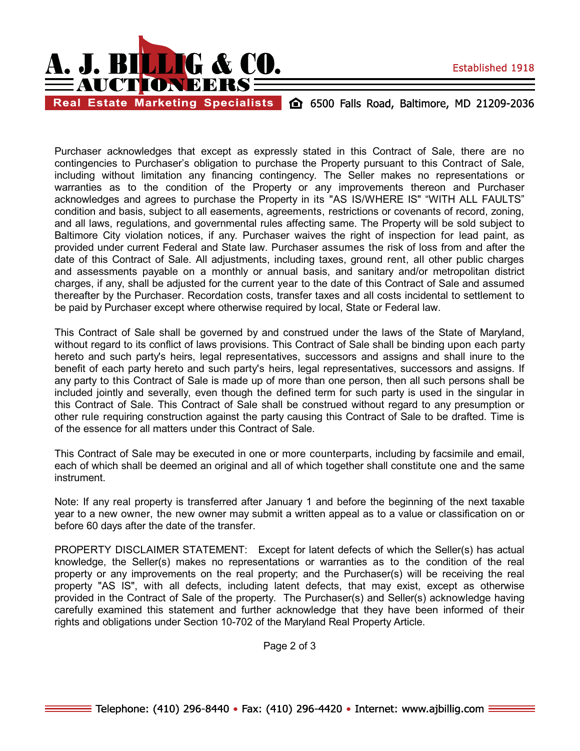Purchaser acknowledges that except as expressly stated in this Contract of Sale, there are no contingencies to Purchaser's obligation to purchase the Property pursuant to this Contract of Sale, including without limitation any financing contingency. The Seller makes no representations or warranties as to the condition of the Property or any improvements thereon and Purchaser acknowledges and agrees to purchase the Property in its "AS IS/WHERE IS" "WITH ALL FAULTS" condition and basis, subject to all easements, agreements, restrictions or covenants of record, zoning, and all laws, regulations, and governmental rules affecting same. The Property will be sold subject to Baltimore City violation notices, if any. Purchaser waives the right of inspection for lead paint, as provided under current Federal and State law. Purchaser assumes the risk of loss from and after the date of this Contract of Sale. All adjustments, including taxes, ground rent, all other public charges and assessments payable on a monthly or annual basis, and sanitary and/or metropolitan district charges, if any, shall be adjusted for the current year to the date of this Contract of Sale and assumed thereafter by the Purchaser. Recordation costs, transfer taxes and all costs incidental to settlement to be paid by Purchaser except where otherwise required by local, State or Federal law.

This Contract of Sale shall be governed by and construed under the laws of the State of Maryland, without regard to its conflict of laws provisions. This Contract of Sale shall be binding upon each party hereto and such party's heirs, legal representatives, successors and assigns and shall inure to the benefit of each party hereto and such party's heirs, legal representatives, successors and assigns. If any party to this Contract of Sale is made up of more than one person, then all such persons shall be included jointly and severally, even though the defined term for such party is used in the singular in this Contract of Sale. This Contract of Sale shall be construed without regard to any presumption or other rule requiring construction against the party causing this Contract of Sale to be drafted. Time is of the essence for all matters under this Contract of Sale.

This Contract of Sale may be executed in one or more counterparts, including by facsimile and email, each of which shall be deemed an original and all of which together shall constitute one and the same instrument.

Note: If any real property is transferred after January 1 and before the beginning of the next taxable year to a new owner, the new owner may submit a written appeal as to a value or classification on or before 60 days after the date of the transfer.

PROPERTY DISCLAIMER STATEMENT: Except for latent defects of which the Seller(s) has actual knowledge, the Seller(s) makes no representations or warranties as to the condition of the real property or any improvements on the real property; and the Purchaser(s) will be receiving the real property "AS IS", with all defects, including latent defects, that may exist, except as otherwise provided in the Contract of Sale of the property. The Purchaser(s) and Seller(s) acknowledge having carefully examined this statement and further acknowledge that they have been informed of their rights and obligations under Section 10-702 of the Maryland Real Property Article.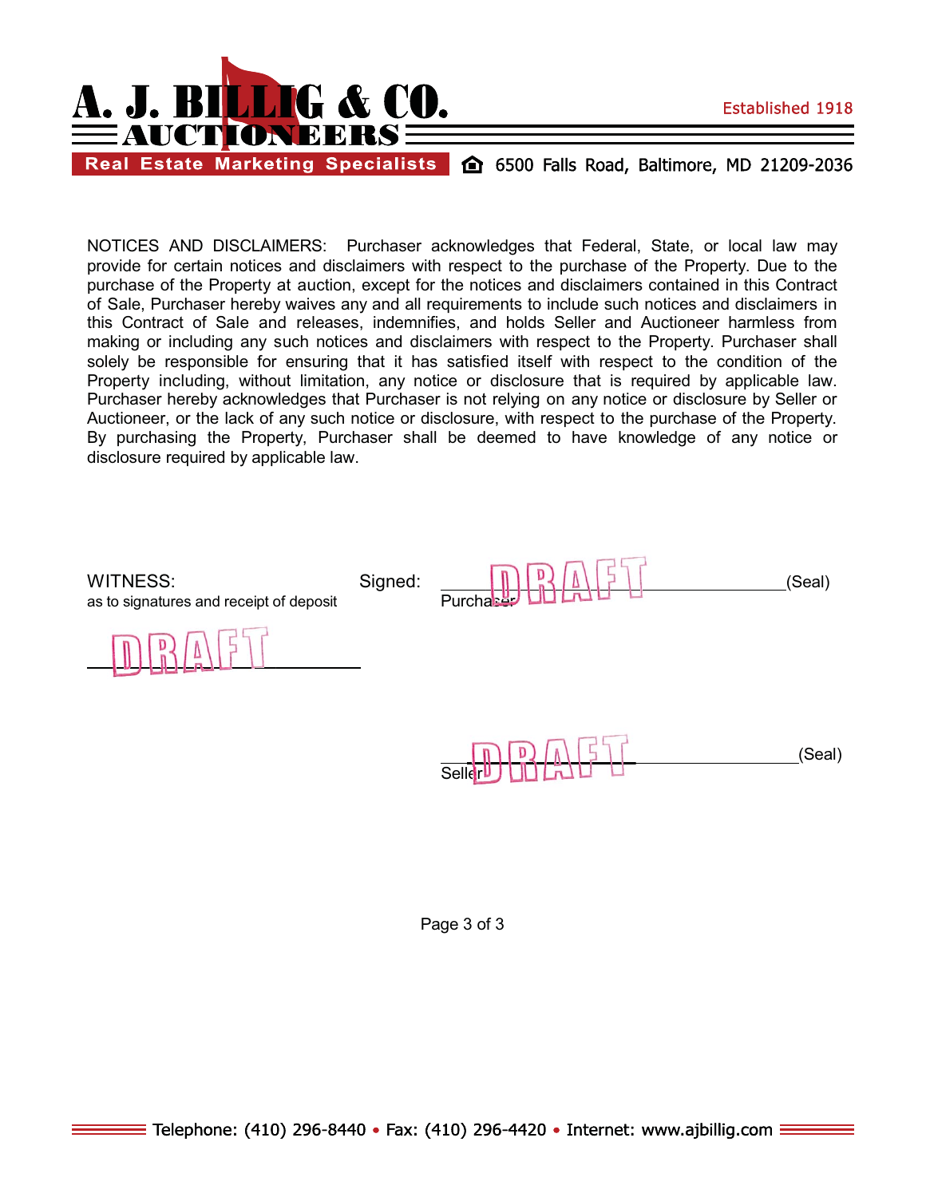NOTICES AND DISCLAIMERS: Purchaser acknowledges that Federal, State, or local law may provide for certain notices and disclaimers with respect to the purchase of the Property. Due to the purchase of the Property at auction, except for the notices and disclaimers contained in this Contract of Sale, Purchaser hereby waives any and all requirements to include such notices and disclaimers in this Contract of Sale and releases, indemnifies, and holds Seller and Auctioneer harmless from making or including any such notices and disclaimers with respect to the Property. Purchaser shall solely be responsible for ensuring that it has satisfied itself with respect to the condition of the Property including, without limitation, any notice or disclosure that is required by applicable law. Purchaser hereby acknowledges that Purchaser is not relying on any notice or disclosure by Seller or Auctioneer, or the lack of any such notice or disclosure, with respect to the purchase of the Property. By purchasing the Property, Purchaser shall be deemed to have knowledge of any notice or disclosure required by applicable law.

WITNESS:
as to signatures and receipt of deposit

DRAFT
\_\_\_\_\_\_\_\_\_\_\_\_\_\_\_\_\_\_\_\_\_\_\_\_\_\_

Signed: DRAFT \_\_\_\_\_\_\_\_\_\_\_\_\_\_\_\_\_\_\_\_\_\_\_\_\_\_ (Seal)
Purchaser

DRAFT \_\_\_\_\_\_\_\_\_\_\_\_\_\_\_\_\_\_\_\_\_\_\_\_\_\_ (Seal)
Seller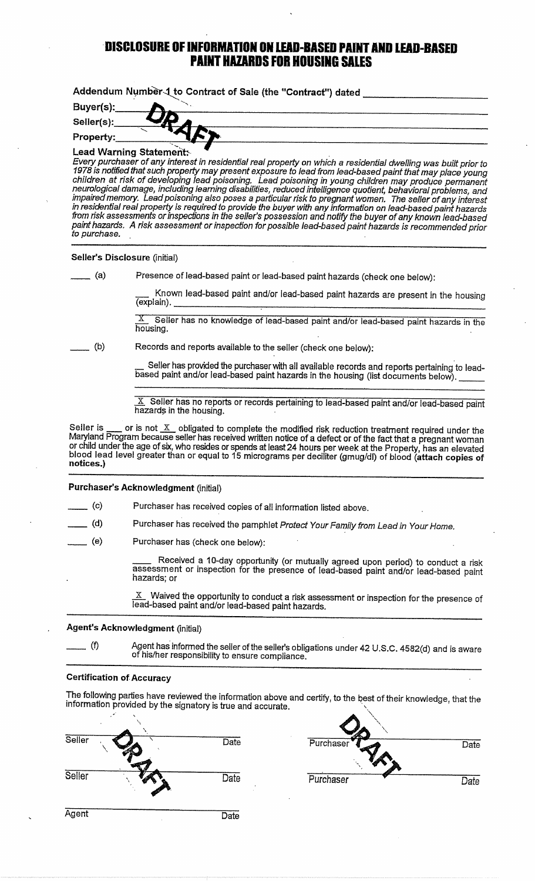# DISCLOSURE OF INFORMATION ON LEAD-BASED PAINT AND LEAD-BASED PAINT HAZARDS FOR HOUSING SALES

**Addendum Number 1 to Contract of Sale (the "Contract") dated** ____________________

**Buyer(s):** ____________________

**Seller(s):** ____________________

**Property:** ____________________

DRAFT

**Lead Warning Statement:**

*Every purchaser of any interest in residential real property on which a residential dwelling was built prior to 1978 is notified that such property may present exposure to lead from lead-based paint that may place young children at risk of developing lead poisoning. Lead poisoning in young children may produce permanent neurological damage, including learning disabilities, reduced intelligence quotient, behavioral problems, and impaired memory. Lead poisoning also poses a particular risk to pregnant women. The seller of any interest in residential real property is required to provide the buyer with any information on lead-based paint hazards from risk assessments or inspections in the seller's possession and notify the buyer of any known lead-based paint hazards. A risk assessment or inspection for possible lead-based paint hazards is recommended prior to purchase.*

---

**Seller's Disclosure** (initial)

____ (a) Presence of lead-based paint or lead-based paint hazards (check one below):

___ Known lead-based paint and/or lead-based paint hazards are present in the housing (explain). ____________________

_X_ Seller has no knowledge of lead-based paint and/or lead-based paint hazards in the housing.

____ (b) Records and reports available to the seller (check one below):

__ Seller has provided the purchaser with all available records and reports pertaining to lead-based paint and/or lead-based paint hazards in the housing (list documents below). ____________________

_X_ Seller has no reports or records pertaining to lead-based paint and/or lead-based paint hazards in the housing.

Seller is ___ or is not _X_ obligated to complete the modified risk reduction treatment required under the Maryland Program because seller has received written notice of a defect or of the fact that a pregnant woman or child under the age of six, who resides or spends at least 24 hours per week at the Property, has an elevated blood lead level greater than or equal to 15 micrograms per deciliter (gmug/dl) of blood (**attach copies of notices.**)

---

**Purchaser's Acknowledgment** (initial)

____ (c) Purchaser has received copies of all information listed above.

____ (d) Purchaser has received the pamphlet *Protect Your Family from Lead in Your Home.*

____ (e) Purchaser has (check one below):

____ Received a 10-day opportunity (or mutually agreed upon period) to conduct a risk assessment or inspection for the presence of lead-based paint and/or lead-based paint hazards; or

_X_ Waived the opportunity to conduct a risk assessment or inspection for the presence of lead-based paint and/or lead-based paint hazards.

---

**Agent's Acknowledgment** (initial)

____ (f) Agent has informed the seller of the seller's obligations under 42 U.S.C. 4582(d) and is aware of his/her responsibility to ensure compliance.

---

**Certification of Accuracy**

The following parties have reviewed the information above and certify, to the best of their knowledge, that the information provided by the signatory is true and accurate.

DRAFT

| | | | |
|---|---|---|---|
| Seller | Date | Purchaser | Date |
| Seller | Date | Purchaser | Date |
| Agent | Date | | |